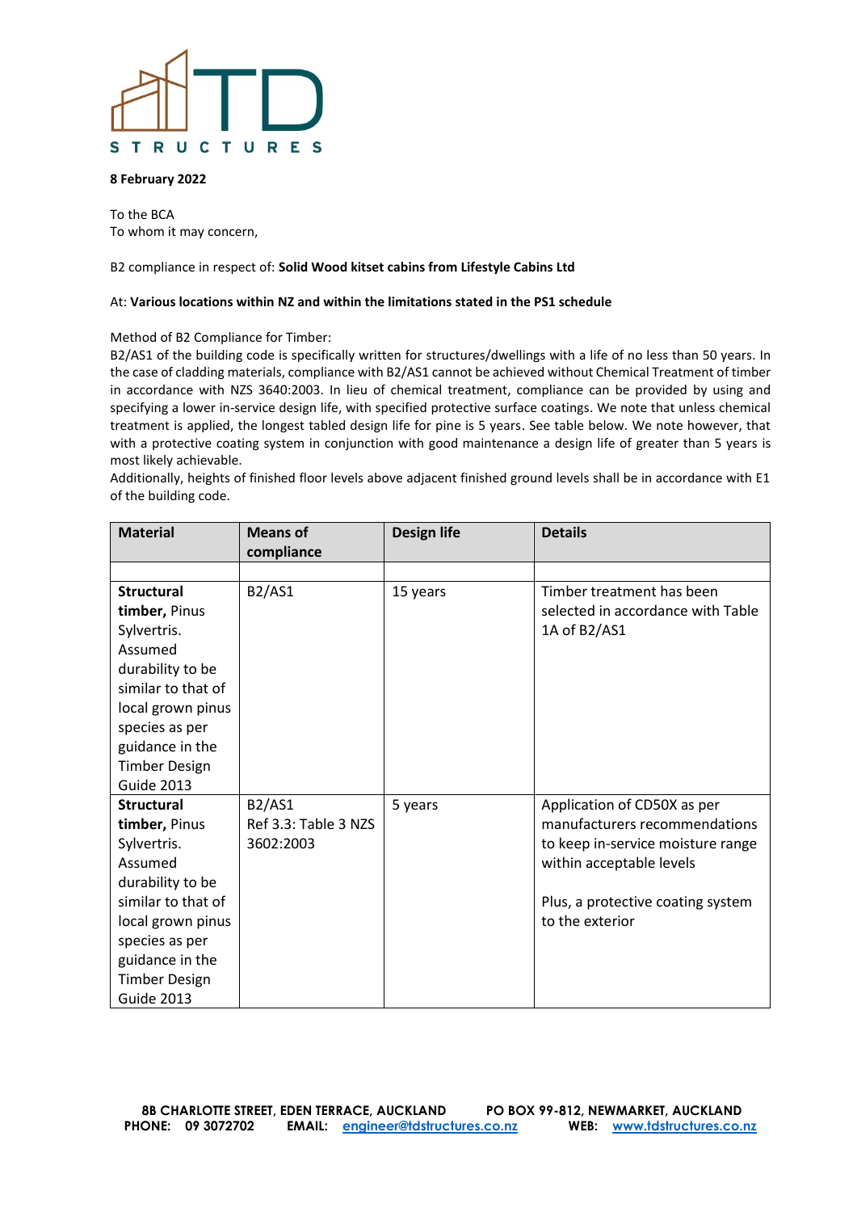TD STRUCTURES

**8 February 2022**

To the BCA
To whom it may concern,

B2 compliance in respect of: **Solid Wood kitset cabins from Lifestyle Cabins Ltd**

At: **Various locations within NZ and within the limitations stated in the PS1 schedule**

Method of B2 Compliance for Timber:
B2/AS1 of the building code is specifically written for structures/dwellings with a life of no less than 50 years. In the case of cladding materials, compliance with B2/AS1 cannot be achieved without Chemical Treatment of timber in accordance with NZS 3640:2003. In lieu of chemical treatment, compliance can be provided by using and specifying a lower in-service design life, with specified protective surface coatings. We note that unless chemical treatment is applied, the longest tabled design life for pine is 5 years. See table below. We note however, that with a protective coating system in conjunction with good maintenance a design life of greater than 5 years is most likely achievable.
Additionally, heights of finished floor levels above adjacent finished ground levels shall be in accordance with E1 of the building code.

| Material | Means of compliance | Design life | Details |
|---|---|---|---|
| | | | |
| **Structural timber,** Pinus Sylvertris. Assumed durability to be similar to that of local grown pinus species as per guidance in the Timber Design Guide 2013 | B2/AS1 | 15 years | Timber treatment has been selected in accordance with Table 1A of B2/AS1 |
| **Structural timber,** Pinus Sylvertris. Assumed durability to be similar to that of local grown pinus species as per guidance in the Timber Design Guide 2013 | B2/AS1 Ref 3.3: Table 3 NZS 3602:2003 | 5 years | Application of CD50X as per manufacturers recommendations to keep in-service moisture range within acceptable levels<br><br>Plus, a protective coating system to the exterior |

8B CHARLOTTE STREET, EDEN TERRACE, AUCKLAND PO BOX 99-812, NEWMARKET, AUCKLAND
PHONE: 09 3072702 EMAIL: engineer@tdstructures.co.nz WEB: www.tdstructures.co.nz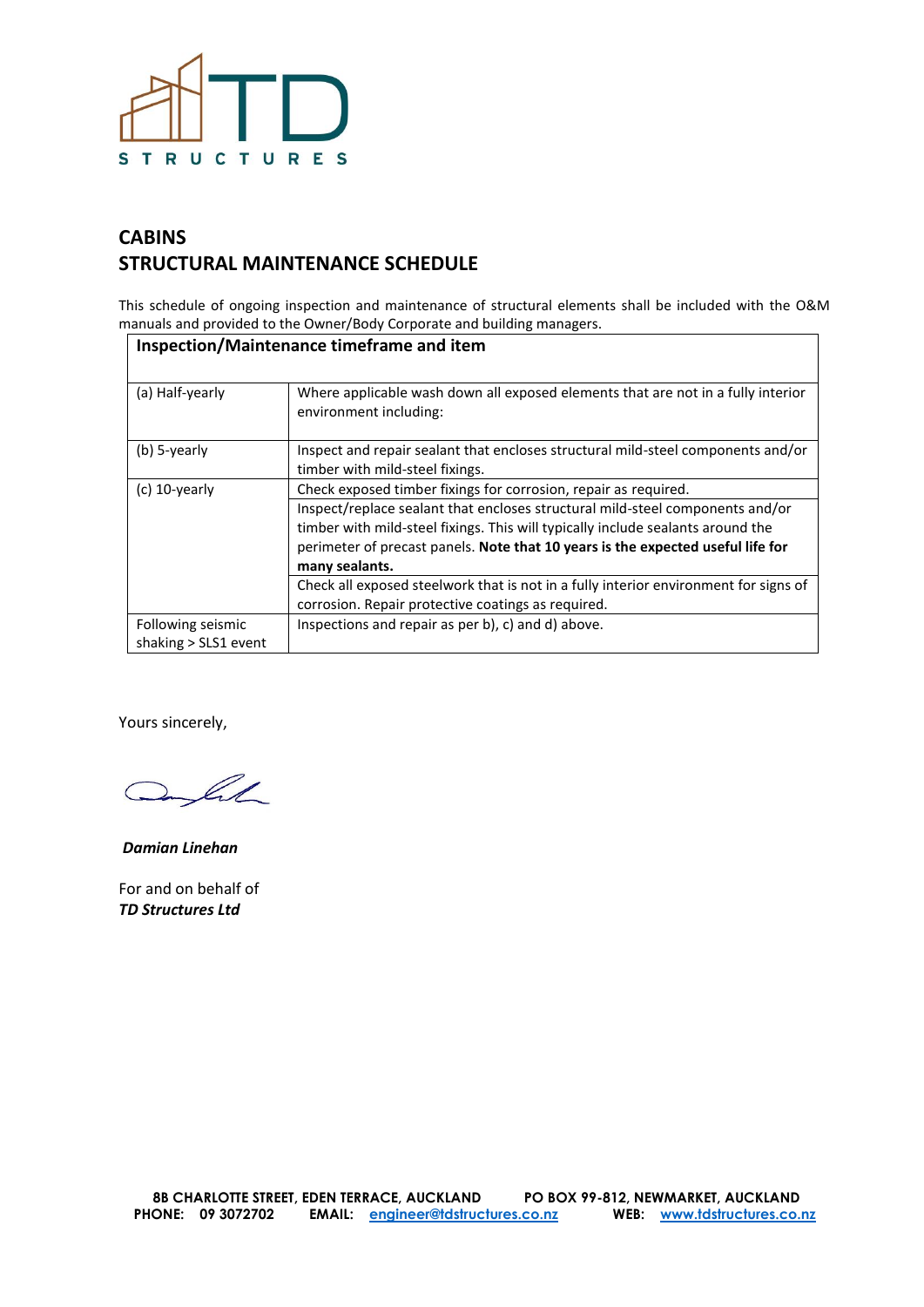## CABINS
## STRUCTURAL MAINTENANCE SCHEDULE

This schedule of ongoing inspection and maintenance of structural elements shall be included with the O&M manuals and provided to the Owner/Body Corporate and building managers.

| **Inspection/Maintenance timeframe and item** | |
|---|---|
| (a) Half-yearly | Where applicable wash down all exposed elements that are not in a fully interior environment including: |
| (b) 5-yearly | Inspect and repair sealant that encloses structural mild-steel components and/or timber with mild-steel fixings. |
| (c) 10-yearly | Check exposed timber fixings for corrosion, repair as required. |
| | Inspect/replace sealant that encloses structural mild-steel components and/or timber with mild-steel fixings. This will typically include sealants around the perimeter of precast panels. **Note that 10 years is the expected useful life for many sealants.** |
| | Check all exposed steelwork that is not in a fully interior environment for signs of corrosion. Repair protective coatings as required. |
| Following seismic shaking > SLS1 event | Inspections and repair as per b), c) and d) above. |

Yours sincerely,

***Damian Linehan***

For and on behalf of
***TD Structures Ltd***

**8B CHARLOTTE STREET, EDEN TERRACE, AUCKLAND PO BOX 99-812, NEWMARKET, AUCKLAND**
**PHONE: 09 3072702 EMAIL: engineer@tdstructures.co.nz WEB: www.tdstructures.co.nz**